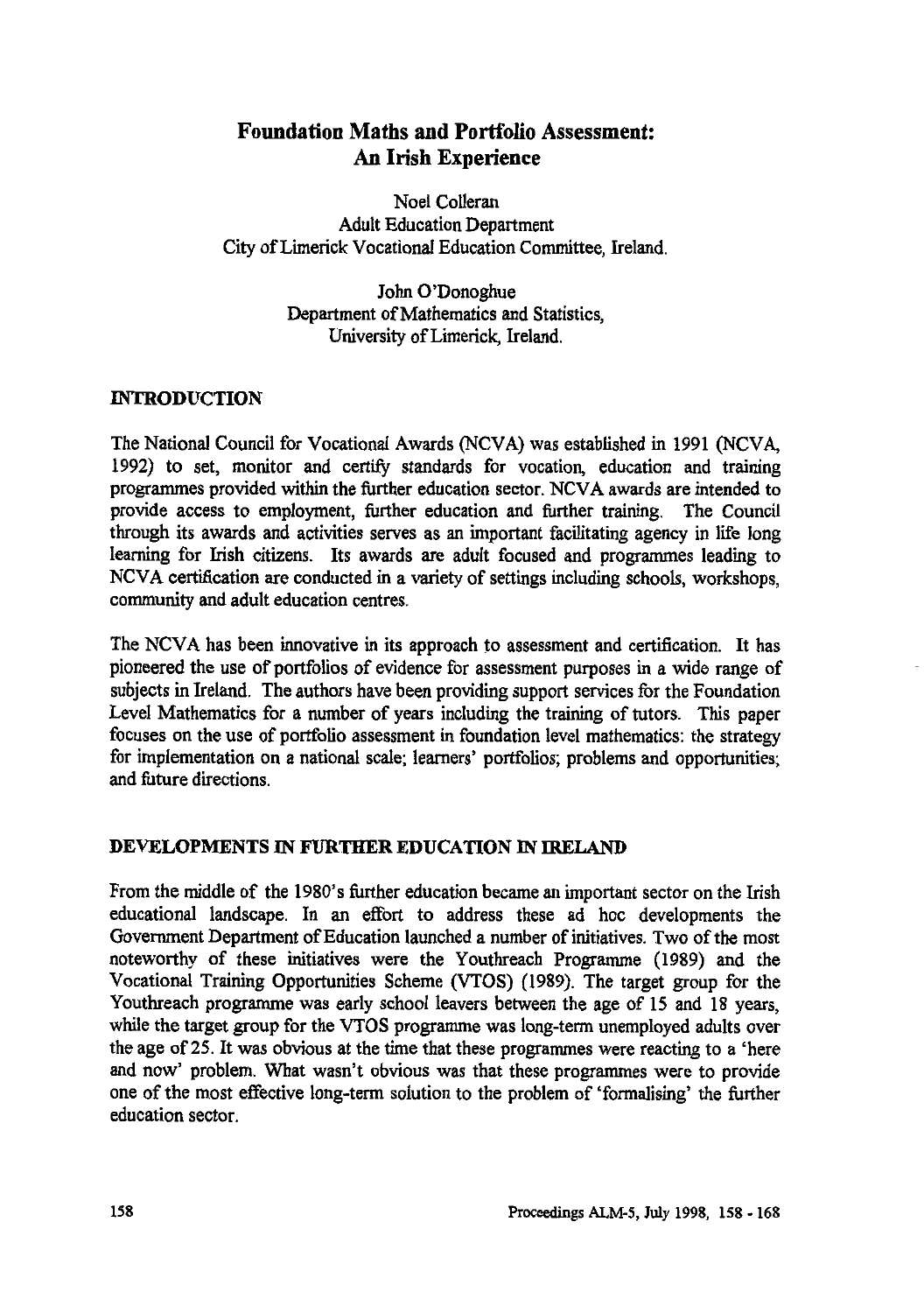# Foundation Maths and Portfolio Assessment: An Irish Experience

Noel Colleran
Adult Education Department
City of Limerick Vocational Education Committee, Ireland.

John O'Donoghue
Department of Mathematics and Statistics,
University of Limerick, Ireland.

## INTRODUCTION

The National Council for Vocational Awards (NCVA) was established in 1991 (NCVA, 1992) to set, monitor and certify standards for vocation, education and training programmes provided within the further education sector. NCVA awards are intended to provide access to employment, further education and further training. The Council through its awards and activities serves as an important facilitating agency in life long learning for Irish citizens. Its awards are adult focused and programmes leading to NCVA certification are conducted in a variety of settings including schools, workshops, community and adult education centres.

The NCVA has been innovative in its approach to assessment and certification. It has pioneered the use of portfolios of evidence for assessment purposes in a wide range of subjects in Ireland. The authors have been providing support services for the Foundation Level Mathematics for a number of years including the training of tutors. This paper focuses on the use of portfolio assessment in foundation level mathematics: the strategy for implementation on a national scale; learners' portfolios; problems and opportunities; and future directions.

## DEVELOPMENTS IN FURTHER EDUCATION IN IRELAND

From the middle of the 1980's further education became an important sector on the Irish educational landscape. In an effort to address these ad hoc developments the Government Department of Education launched a number of initiatives. Two of the most noteworthy of these initiatives were the Youthreach Programme (1989) and the Vocational Training Opportunities Scheme (VTOS) (1989). The target group for the Youthreach programme was early school leavers between the age of 15 and 18 years, while the target group for the VTOS programme was long-term unemployed adults over the age of 25. It was obvious at the time that these programmes were reacting to a 'here and now' problem. What wasn't obvious was that these programmes were to provide one of the most effective long-term solution to the problem of 'formalising' the further education sector.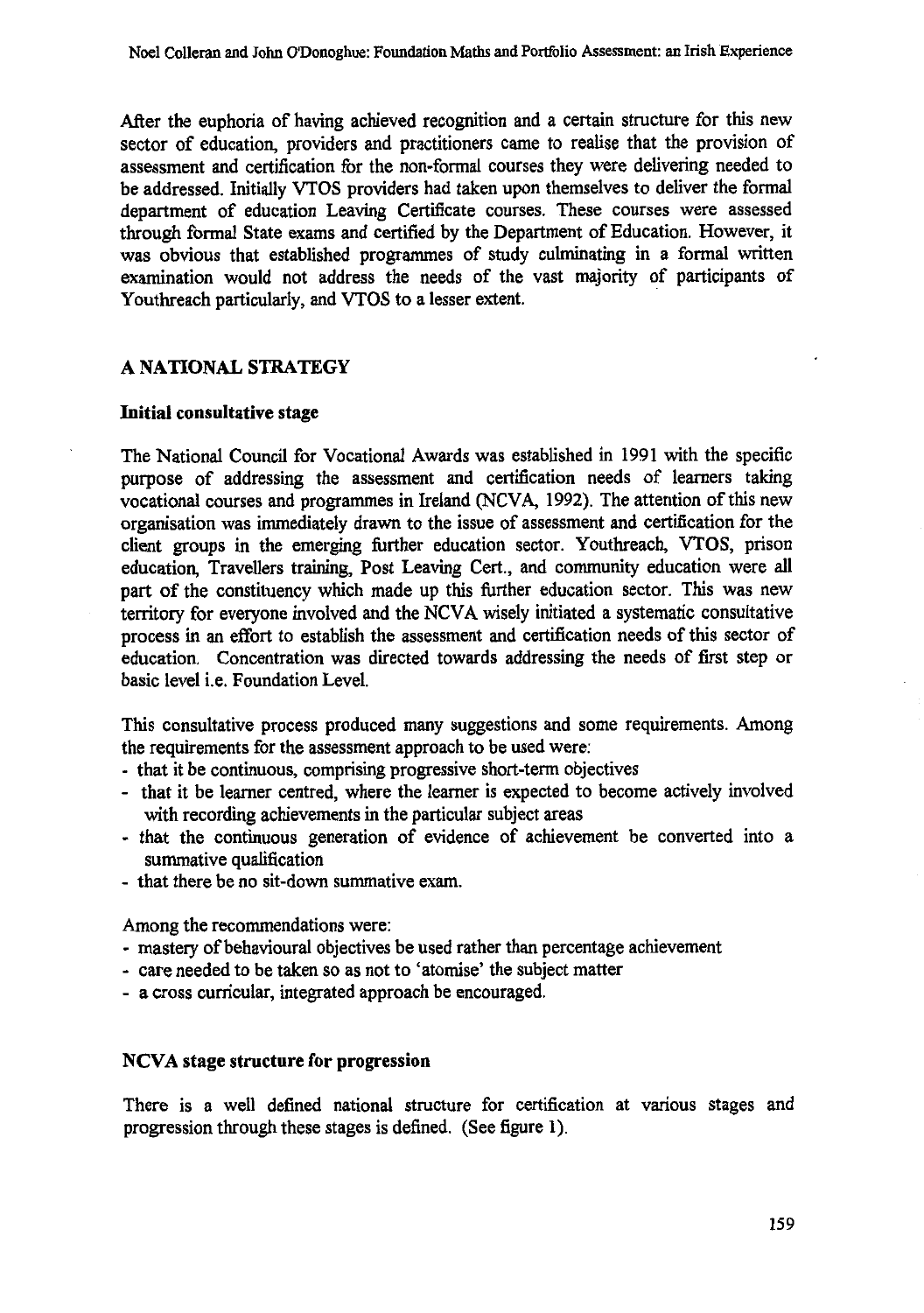After the euphoria of having achieved recognition and a certain structure for this new sector of education, providers and practitioners came to realise that the provision of assessment and certification for the non-formal courses they were delivering needed to be addressed. Initially VTOS providers had taken upon themselves to deliver the formal department of education Leaving Certificate courses. These courses were assessed through formal State exams and certified by the Department of Education. However, it was obvious that established programmes of study culminating in a formal written examination would not address the needs of the vast majority of participants of Youthreach particularly, and VTOS to a lesser extent.

## A NATIONAL STRATEGY

### Initial consultative stage

The National Council for Vocational Awards was established in 1991 with the specific purpose of addressing the assessment and certification needs of learners taking vocational courses and programmes in Ireland (NCVA, 1992). The attention of this new organisation was immediately drawn to the issue of assessment and certification for the client groups in the emerging further education sector. Youthreach, VTOS, prison education, Travellers training, Post Leaving Cert., and community education were all part of the constituency which made up this further education sector. This was new territory for everyone involved and the NCVA wisely initiated a systematic consultative process in an effort to establish the assessment and certification needs of this sector of education. Concentration was directed towards addressing the needs of first step or basic level i.e. Foundation Level.

This consultative process produced many suggestions and some requirements. Among the requirements for the assessment approach to be used were:

- that it be continuous, comprising progressive short-term objectives
- that it be learner centred, where the learner is expected to become actively involved with recording achievements in the particular subject areas
- that the continuous generation of evidence of achievement be converted into a summative qualification
- that there be no sit-down summative exam.

Among the recommendations were:

- mastery of behavioural objectives be used rather than percentage achievement
- care needed to be taken so as not to 'atomise' the subject matter
- a cross curricular, integrated approach be encouraged.

### NCVA stage structure for progression

There is a well defined national structure for certification at various stages and progression through these stages is defined. (See figure 1).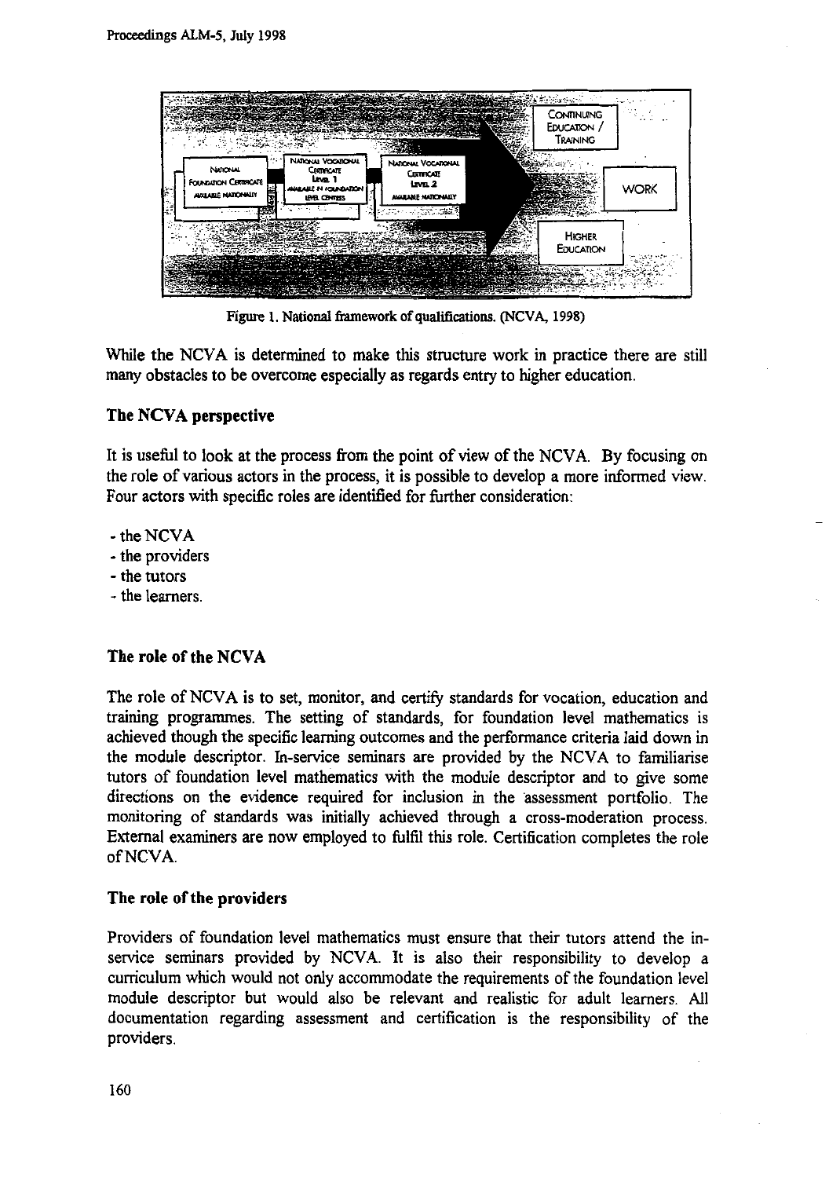Figure 1. National framework of qualifications. (NCVA, 1998)

While the NCVA is determined to make this structure work in practice there are still many obstacles to be overcome especially as regards entry to higher education.

### The NCVA perspective

It is useful to look at the process from the point of view of the NCVA. By focusing on the role of various actors in the process, it is possible to develop a more informed view. Four actors with specific roles are identified for further consideration:

- the NCVA
- the providers
- the tutors
- the learners.

### The role of the NCVA

The role of NCVA is to set, monitor, and certify standards for vocation, education and training programmes. The setting of standards, for foundation level mathematics is achieved though the specific learning outcomes and the performance criteria laid down in the module descriptor. In-service seminars are provided by the NCVA to familiarise tutors of foundation level mathematics with the module descriptor and to give some directions on the evidence required for inclusion in the assessment portfolio. The monitoring of standards was initially achieved through a cross-moderation process. External examiners are now employed to fulfil this role. Certification completes the role of NCVA.

### The role of the providers

Providers of foundation level mathematics must ensure that their tutors attend the in-service seminars provided by NCVA. It is also their responsibility to develop a curriculum which would not only accommodate the requirements of the foundation level module descriptor but would also be relevant and realistic for adult learners. All documentation regarding assessment and certification is the responsibility of the providers.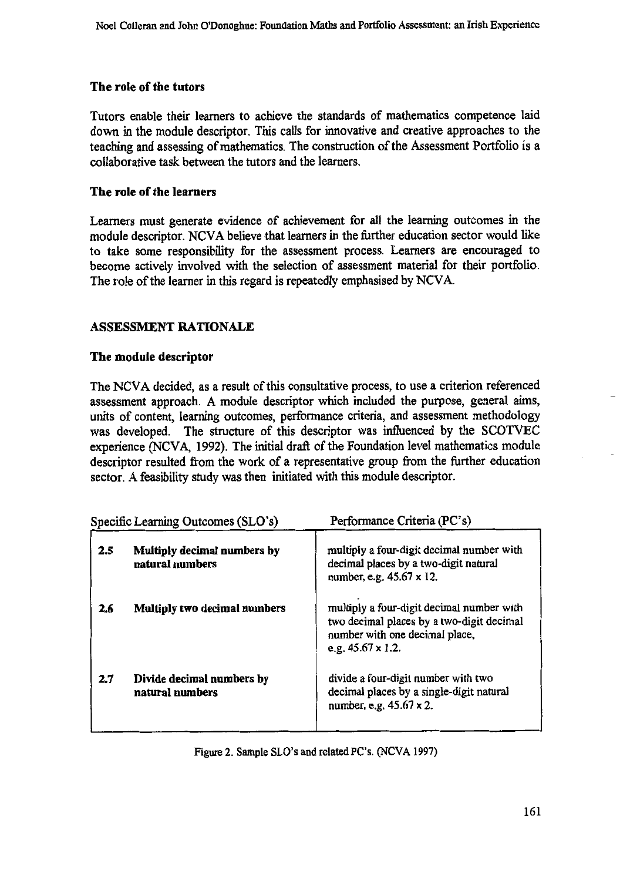### The role of the tutors

Tutors enable their learners to achieve the standards of mathematics competence laid down in the module descriptor. This calls for innovative and creative approaches to the teaching and assessing of mathematics. The construction of the Assessment Portfolio is a collaborative task between the tutors and the learners.

### The role of the learners

Learners must generate evidence of achievement for all the learning outcomes in the module descriptor. NCVA believe that learners in the further education sector would like to take some responsibility for the assessment process. Learners are encouraged to become actively involved with the selection of assessment material for their portfolio. The role of the learner in this regard is repeatedly emphasised by NCVA.

## ASSESSMENT RATIONALE

### The module descriptor

The NCVA decided, as a result of this consultative process, to use a criterion referenced assessment approach. A module descriptor which included the purpose, general aims, units of content, learning outcomes, performance criteria, and assessment methodology was developed. The structure of this descriptor was influenced by the SCOTVEC experience (NCVA, 1992). The initial draft of the Foundation level mathematics module descriptor resulted from the work of a representative group from the further education sector. A feasibility study was then initiated with this module descriptor.

| Specific Learning Outcomes (SLO's) | | Performance Criteria (PC's) |
|---|---|---|
| **2.5** | **Multiply decimal numbers by natural numbers** | multiply a four-digit decimal number with decimal places by a two-digit natural number, e.g. 45.67 x 12. |
| **2.6** | **Multiply two decimal numbers** | multiply a four-digit decimal number with two decimal places by a two-digit decimal number with one decimal place, e.g. 45.67 x 1.2. |
| **2.7** | **Divide decimal numbers by natural numbers** | divide a four-digit number with two decimal places by a single-digit natural number, e.g. 45.67 x 2. |

Figure 2. Sample SLO's and related PC's. (NCVA 1997)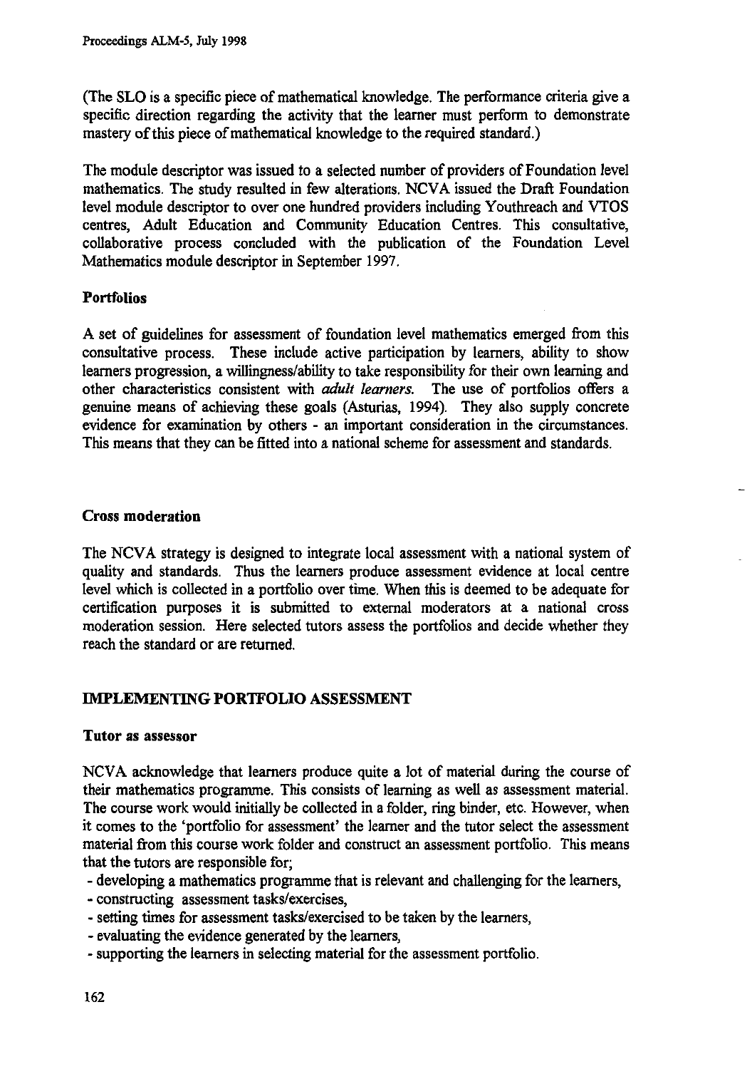(The SLO is a specific piece of mathematical knowledge. The performance criteria give a specific direction regarding the activity that the learner must perform to demonstrate mastery of this piece of mathematical knowledge to the required standard.)

The module descriptor was issued to a selected number of providers of Foundation level mathematics. The study resulted in few alterations. NCVA issued the Draft Foundation level module descriptor to over one hundred providers including Youthreach and VTOS centres, Adult Education and Community Education Centres. This consultative, collaborative process concluded with the publication of the Foundation Level Mathematics module descriptor in September 1997.

### Portfolios

A set of guidelines for assessment of foundation level mathematics emerged from this consultative process. These include active participation by learners, ability to show learners progression, a willingness/ability to take responsibility for their own learning and other characteristics consistent with *adult learners*. The use of portfolios offers a genuine means of achieving these goals (Asturias, 1994). They also supply concrete evidence for examination by others - an important consideration in the circumstances. This means that they can be fitted into a national scheme for assessment and standards.

### Cross moderation

The NCVA strategy is designed to integrate local assessment with a national system of quality and standards. Thus the learners produce assessment evidence at local centre level which is collected in a portfolio over time. When this is deemed to be adequate for certification purposes it is submitted to external moderators at a national cross moderation session. Here selected tutors assess the portfolios and decide whether they reach the standard or are returned.

## IMPLEMENTING PORTFOLIO ASSESSMENT

### Tutor as assessor

NCVA acknowledge that learners produce quite a lot of material during the course of their mathematics programme. This consists of learning as well as assessment material. The course work would initially be collected in a folder, ring binder, etc. However, when it comes to the 'portfolio for assessment' the learner and the tutor select the assessment material from this course work folder and construct an assessment portfolio. This means that the tutors are responsible for;

- developing a mathematics programme that is relevant and challenging for the learners,
- constructing assessment tasks/exercises,
- setting times for assessment tasks/exercised to be taken by the learners,
- evaluating the evidence generated by the learners,
- supporting the learners in selecting material for the assessment portfolio.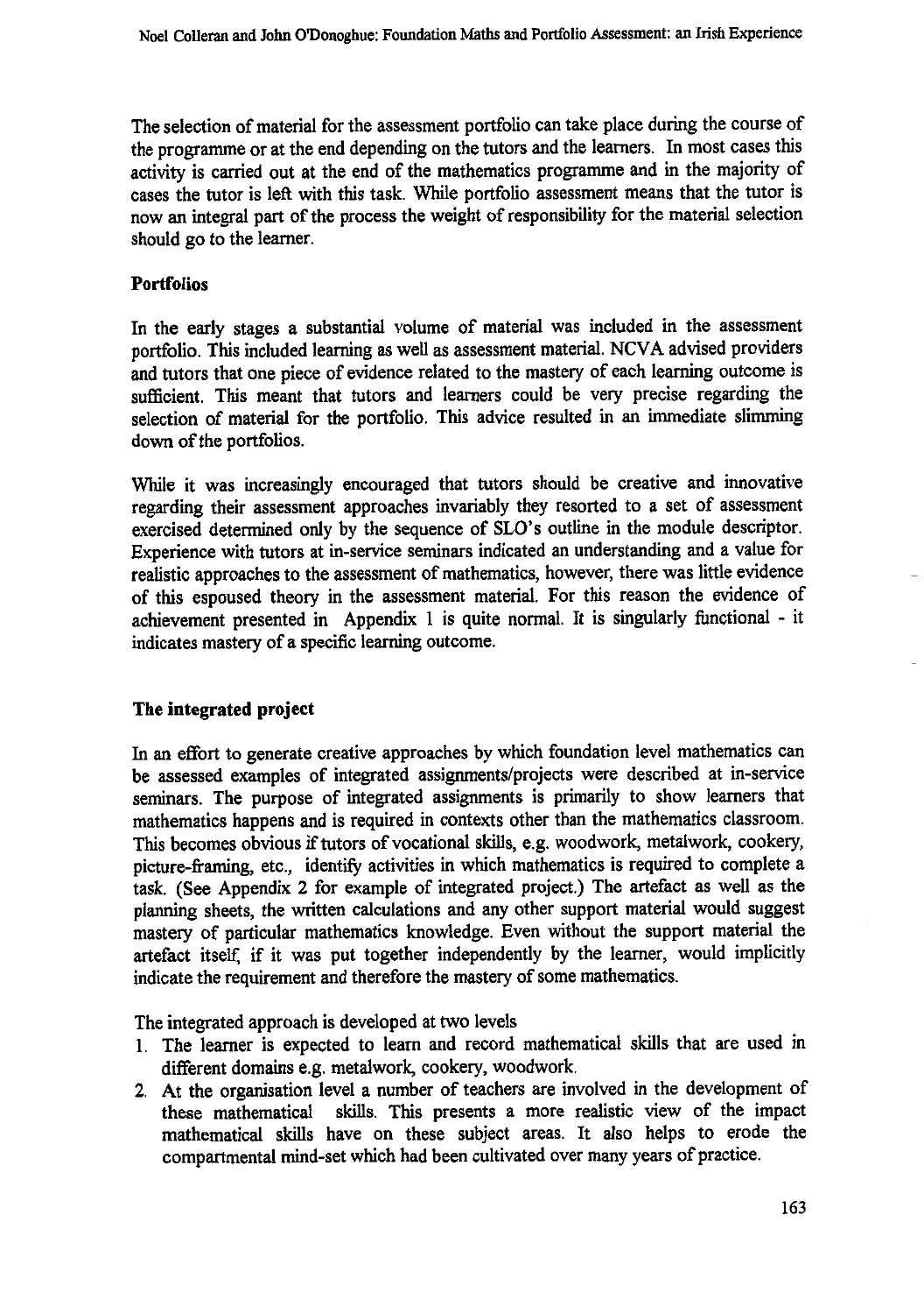The selection of material for the assessment portfolio can take place during the course of the programme or at the end depending on the tutors and the learners. In most cases this activity is carried out at the end of the mathematics programme and in the majority of cases the tutor is left with this task. While portfolio assessment means that the tutor is now an integral part of the process the weight of responsibility for the material selection should go to the learner.

## Portfolios

In the early stages a substantial volume of material was included in the assessment portfolio. This included learning as well as assessment material. NCVA advised providers and tutors that one piece of evidence related to the mastery of each learning outcome is sufficient. This meant that tutors and learners could be very precise regarding the selection of material for the portfolio. This advice resulted in an immediate slimming down of the portfolios.

While it was increasingly encouraged that tutors should be creative and innovative regarding their assessment approaches invariably they resorted to a set of assessment exercised determined only by the sequence of SLO's outline in the module descriptor. Experience with tutors at in-service seminars indicated an understanding and a value for realistic approaches to the assessment of mathematics, however, there was little evidence of this espoused theory in the assessment material. For this reason the evidence of achievement presented in Appendix 1 is quite normal. It is singularly functional - it indicates mastery of a specific learning outcome.

## The integrated project

In an effort to generate creative approaches by which foundation level mathematics can be assessed examples of integrated assignments/projects were described at in-service seminars. The purpose of integrated assignments is primarily to show learners that mathematics happens and is required in contexts other than the mathematics classroom. This becomes obvious if tutors of vocational skills, e.g. woodwork, metalwork, cookery, picture-framing, etc., identify activities in which mathematics is required to complete a task. (See Appendix 2 for example of integrated project.) The artefact as well as the planning sheets, the written calculations and any other support material would suggest mastery of particular mathematics knowledge. Even without the support material the artefact itself, if it was put together independently by the learner, would implicitly indicate the requirement and therefore the mastery of some mathematics.

The integrated approach is developed at two levels

1. The learner is expected to learn and record mathematical skills that are used in different domains e.g. metalwork, cookery, woodwork.
2. At the organisation level a number of teachers are involved in the development of these mathematical skills. This presents a more realistic view of the impact mathematical skills have on these subject areas. It also helps to erode the compartmental mind-set which had been cultivated over many years of practice.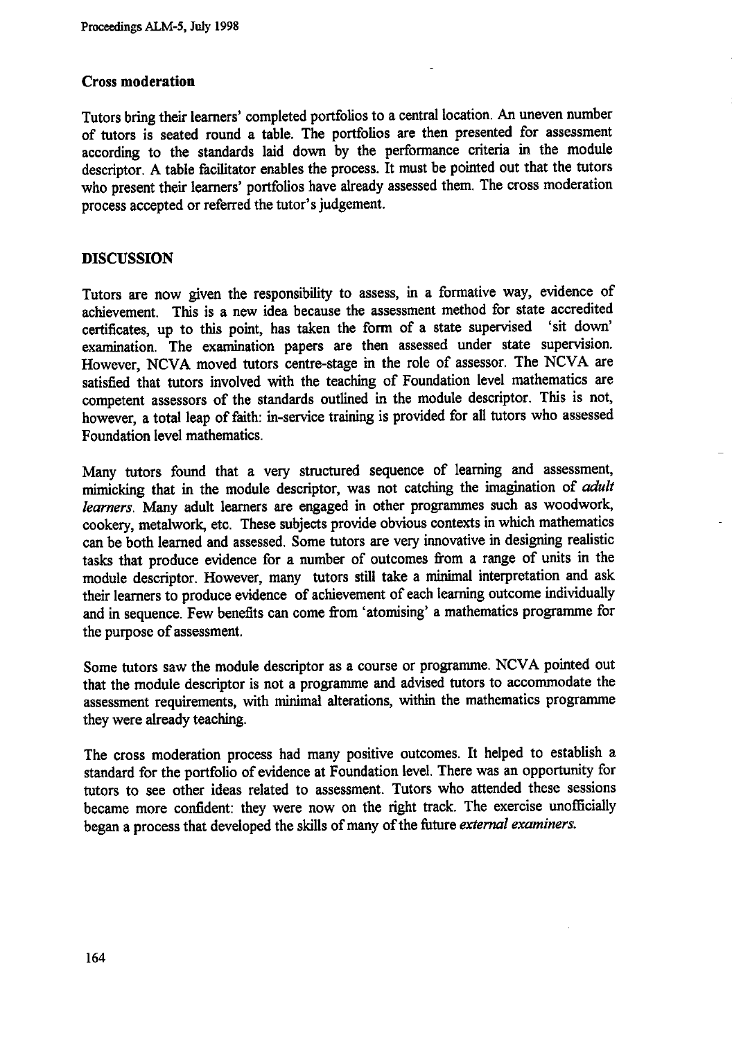### Cross moderation

Tutors bring their learners' completed portfolios to a central location. An uneven number of tutors is seated round a table. The portfolios are then presented for assessment according to the standards laid down by the performance criteria in the module descriptor. A table facilitator enables the process. It must be pointed out that the tutors who present their learners' portfolios have already assessed them. The cross moderation process accepted or referred the tutor's judgement.

## DISCUSSION

Tutors are now given the responsibility to assess, in a formative way, evidence of achievement. This is a new idea because the assessment method for state accredited certificates, up to this point, has taken the form of a state supervised 'sit down' examination. The examination papers are then assessed under state supervision. However, NCVA moved tutors centre-stage in the role of assessor. The NCVA are satisfied that tutors involved with the teaching of Foundation level mathematics are competent assessors of the standards outlined in the module descriptor. This is not, however, a total leap of faith: in-service training is provided for all tutors who assessed Foundation level mathematics.

Many tutors found that a very structured sequence of learning and assessment, mimicking that in the module descriptor, was not catching the imagination of *adult learners*. Many adult learners are engaged in other programmes such as woodwork, cookery, metalwork, etc. These subjects provide obvious contexts in which mathematics can be both learned and assessed. Some tutors are very innovative in designing realistic tasks that produce evidence for a number of outcomes from a range of units in the module descriptor. However, many tutors still take a minimal interpretation and ask their learners to produce evidence of achievement of each learning outcome individually and in sequence. Few benefits can come from 'atomising' a mathematics programme for the purpose of assessment.

Some tutors saw the module descriptor as a course or programme. NCVA pointed out that the module descriptor is not a programme and advised tutors to accommodate the assessment requirements, with minimal alterations, within the mathematics programme they were already teaching.

The cross moderation process had many positive outcomes. It helped to establish a standard for the portfolio of evidence at Foundation level. There was an opportunity for tutors to see other ideas related to assessment. Tutors who attended these sessions became more confident: they were now on the right track. The exercise unofficially began a process that developed the skills of many of the future *external examiners.*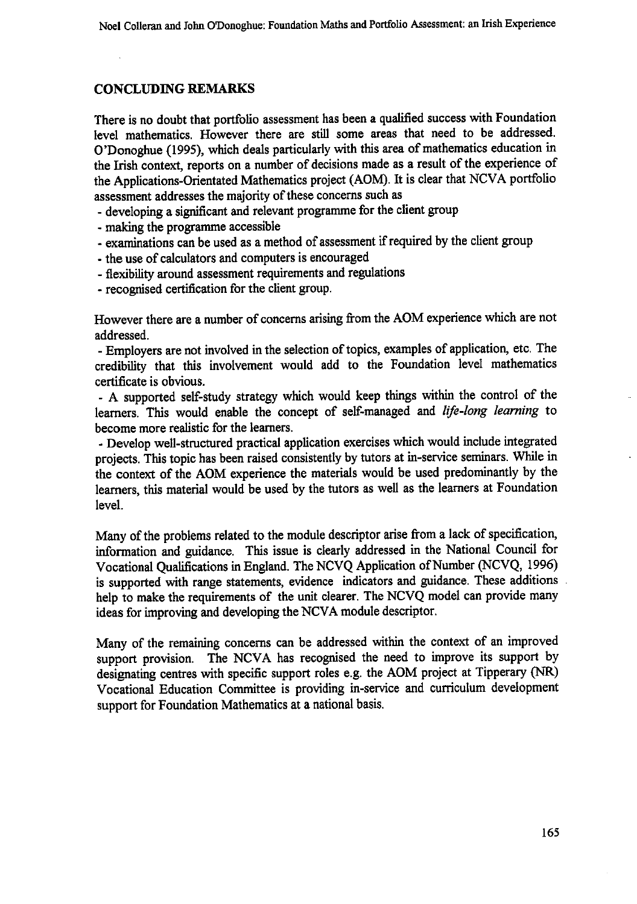## CONCLUDING REMARKS

There is no doubt that portfolio assessment has been a qualified success with Foundation level mathematics. However there are still some areas that need to be addressed. O'Donoghue (1995), which deals particularly with this area of mathematics education in the Irish context, reports on a number of decisions made as a result of the experience of the Applications-Orientated Mathematics project (AOM). It is clear that NCVA portfolio assessment addresses the majority of these concerns such as

- developing a significant and relevant programme for the client group
- making the programme accessible
- examinations can be used as a method of assessment if required by the client group
- the use of calculators and computers is encouraged
- flexibility around assessment requirements and regulations
- recognised certification for the client group.

However there are a number of concerns arising from the AOM experience which are not addressed.

- Employers are not involved in the selection of topics, examples of application, etc. The credibility that this involvement would add to the Foundation level mathematics certificate is obvious.
- A supported self-study strategy which would keep things within the control of the learners. This would enable the concept of self-managed and *life-long learning* to become more realistic for the learners.
- Develop well-structured practical application exercises which would include integrated projects. This topic has been raised consistently by tutors at in-service seminars. While in the context of the AOM experience the materials would be used predominantly by the learners, this material would be used by the tutors as well as the learners at Foundation level.

Many of the problems related to the module descriptor arise from a lack of specification, information and guidance. This issue is clearly addressed in the National Council for Vocational Qualifications in England. The NCVQ Application of Number (NCVQ, 1996) is supported with range statements, evidence indicators and guidance. These additions help to make the requirements of the unit clearer. The NCVQ model can provide many ideas for improving and developing the NCVA module descriptor.

Many of the remaining concerns can be addressed within the context of an improved support provision. The NCVA has recognised the need to improve its support by designating centres with specific support roles e.g. the AOM project at Tipperary (NR) Vocational Education Committee is providing in-service and curriculum development support for Foundation Mathematics at a national basis.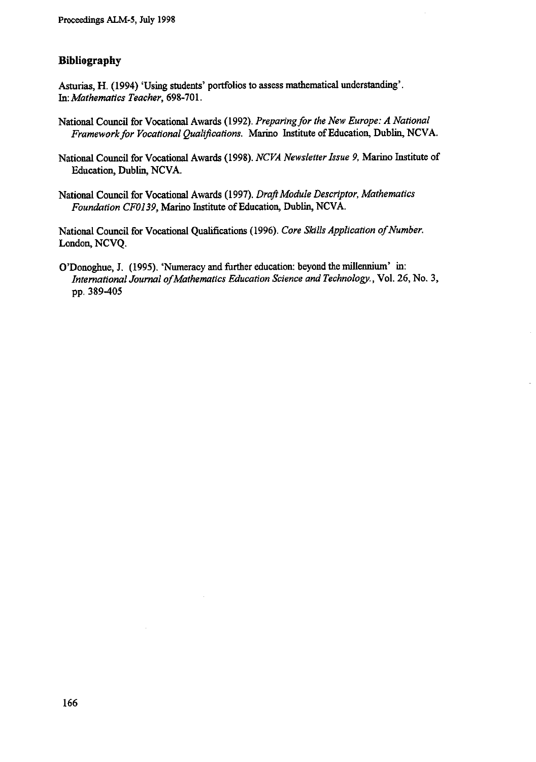## Bibliography

Asturias, H. (1994) 'Using students' portfolios to assess mathematical understanding'. In: *Mathematics Teacher*, 698-701.

National Council for Vocational Awards (1992). *Preparing for the New Europe: A National Framework for Vocational Qualifications.* Marino Institute of Education, Dublin, NCVA.

National Council for Vocational Awards (1998). *NCVA Newsletter Issue 9,* Marino Institute of Education, Dublin, NCVA.

National Council for Vocational Awards (1997). *Draft Module Descriptor, Mathematics Foundation CF0139,* Marino Institute of Education, Dublin, NCVA.

National Council for Vocational Qualifications (1996). *Core Skills Application of Number.* London, NCVQ.

O'Donoghue, J. (1995). 'Numeracy and further education: beyond the millennium' in: *International Journal of Mathematics Education Science and Technology.*, Vol. 26, No. 3, pp. 389-405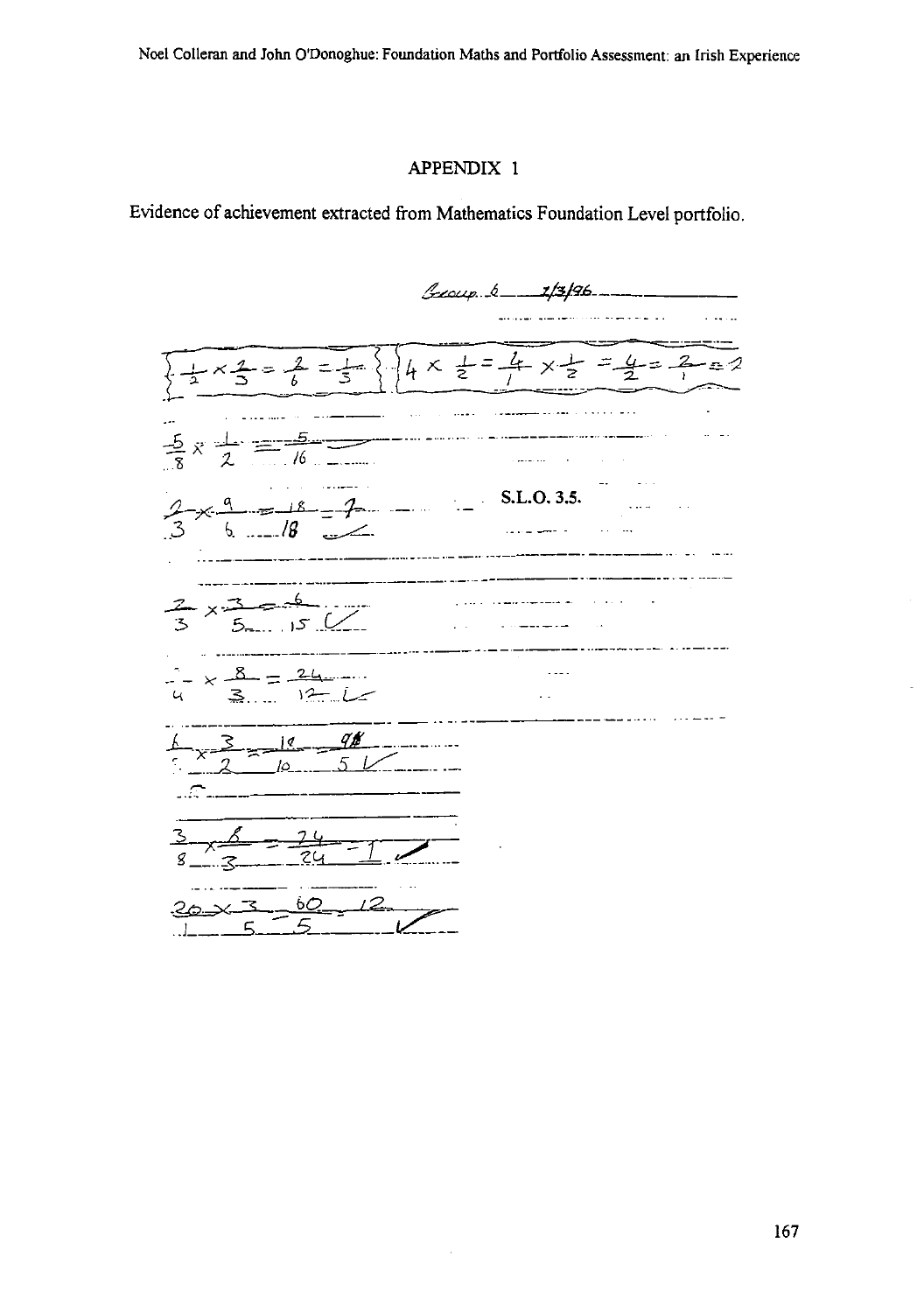# APPENDIX 1

Evidence of achievement extracted from Mathematics Foundation Level portfolio.

Group 6 1/3/96

$\frac{1}{2} \times \frac{2}{3} = \frac{2}{6} = \frac{1}{3}$ $4 \times \frac{1}{2} = \frac{4}{1} \times \frac{1}{2} = \frac{4}{2} = \frac{2}{1} = 2$

$\frac{5}{8} \times \frac{1}{2} = \frac{5}{16}$

$\frac{2}{3} \times \frac{9}{6} = \frac{18}{18} = 1$ ✓

S.L.O. 3.5.

$\frac{2}{3} \times \frac{3}{5} = \frac{6}{15}$ ✓

$\frac{3}{4} \times \frac{8}{3} = \frac{24}{12}$ ✓

$\frac{6}{5} \times \frac{3}{2} = \frac{18}{10} = \frac{9}{5}$ ✓

$\frac{3}{8} \times \frac{8}{3} = \frac{24}{24} = 1$ ✓

$\frac{20}{1} \times \frac{3}{5} = \frac{60}{5} = 12$ ✓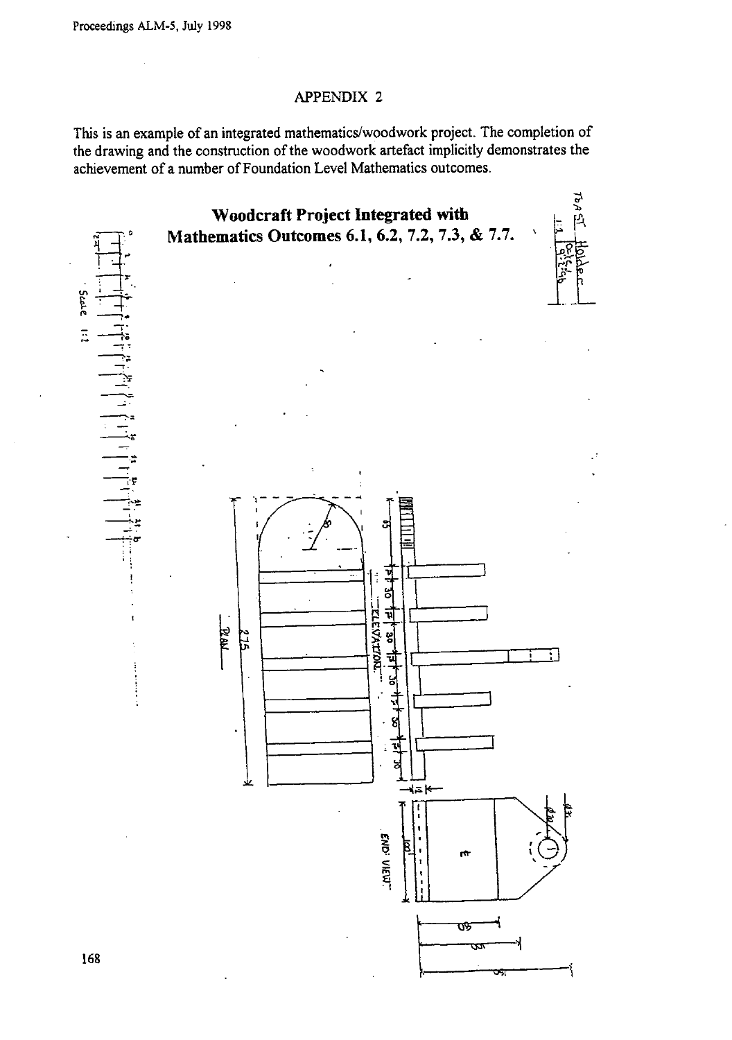## APPENDIX 2

This is an example of an integrated mathematics/woodwork project. The completion of the drawing and the construction of the woodwork artefact implicitly demonstrates the achievement of a number of Foundation Level Mathematics outcomes.

### Woodcraft Project Integrated with Mathematics Outcomes 6.1, 6.2, 7.2, 7.3, & 7.7.